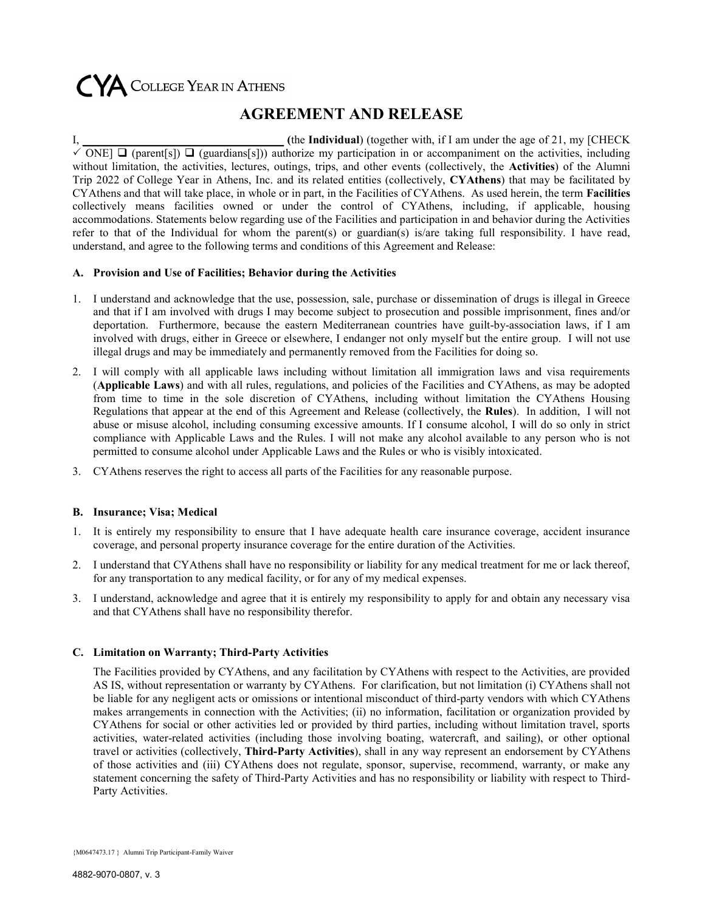CYA College Year in Athens

# AGREEMENT AND RELEASE

I, ________________________________ (the **Individual**) (together with, if I am under the age of 21, my [CHECK ✓ ONE] ❑ (parent[s]) ❑ (guardians[s])) authorize my participation in or accompaniment on the activities, including without limitation, the activities, lectures, outings, trips, and other events (collectively, the **Activities**) of the Alumni Trip 2022 of College Year in Athens, Inc. and its related entities (collectively, **CYAthens**) that may be facilitated by CYAthens and that will take place, in whole or in part, in the Facilities of CYAthens. As used herein, the term **Facilities** collectively means facilities owned or under the control of CYAthens, including, if applicable, housing accommodations. Statements below regarding use of the Facilities and participation in and behavior during the Activities refer to that of the Individual for whom the parent(s) or guardian(s) is/are taking full responsibility. I have read, understand, and agree to the following terms and conditions of this Agreement and Release:

### A. Provision and Use of Facilities; Behavior during the Activities

1. I understand and acknowledge that the use, possession, sale, purchase or dissemination of drugs is illegal in Greece and that if I am involved with drugs I may become subject to prosecution and possible imprisonment, fines and/or deportation. Furthermore, because the eastern Mediterranean countries have guilt-by-association laws, if I am involved with drugs, either in Greece or elsewhere, I endanger not only myself but the entire group. I will not use illegal drugs and may be immediately and permanently removed from the Facilities for doing so.
2. I will comply with all applicable laws including without limitation all immigration laws and visa requirements (**Applicable Laws**) and with all rules, regulations, and policies of the Facilities and CYAthens, as may be adopted from time to time in the sole discretion of CYAthens, including without limitation the CYAthens Housing Regulations that appear at the end of this Agreement and Release (collectively, the **Rules**). In addition, I will not abuse or misuse alcohol, including consuming excessive amounts. If I consume alcohol, I will do so only in strict compliance with Applicable Laws and the Rules. I will not make any alcohol available to any person who is not permitted to consume alcohol under Applicable Laws and the Rules or who is visibly intoxicated.
3. CYAthens reserves the right to access all parts of the Facilities for any reasonable purpose.

### B. Insurance; Visa; Medical

1. It is entirely my responsibility to ensure that I have adequate health care insurance coverage, accident insurance coverage, and personal property insurance coverage for the entire duration of the Activities.
2. I understand that CYAthens shall have no responsibility or liability for any medical treatment for me or lack thereof, for any transportation to any medical facility, or for any of my medical expenses.
3. I understand, acknowledge and agree that it is entirely my responsibility to apply for and obtain any necessary visa and that CYAthens shall have no responsibility therefor.

### C. Limitation on Warranty; Third-Party Activities

The Facilities provided by CYAthens, and any facilitation by CYAthens with respect to the Activities, are provided AS IS, without representation or warranty by CYAthens. For clarification, but not limitation (i) CYAthens shall not be liable for any negligent acts or omissions or intentional misconduct of third-party vendors with which CYAthens makes arrangements in connection with the Activities; (ii) no information, facilitation or organization provided by CYAthens for social or other activities led or provided by third parties, including without limitation travel, sports activities, water-related activities (including those involving boating, watercraft, and sailing), or other optional travel or activities (collectively, **Third-Party Activities**), shall in any way represent an endorsement by CYAthens of those activities and (iii) CYAthens does not regulate, sponsor, supervise, recommend, warranty, or make any statement concerning the safety of Third-Party Activities and has no responsibility or liability with respect to Third-Party Activities.

{M0647473.17 } Alumni Trip Participant-Family Waiver

4882-9070-0807, v. 3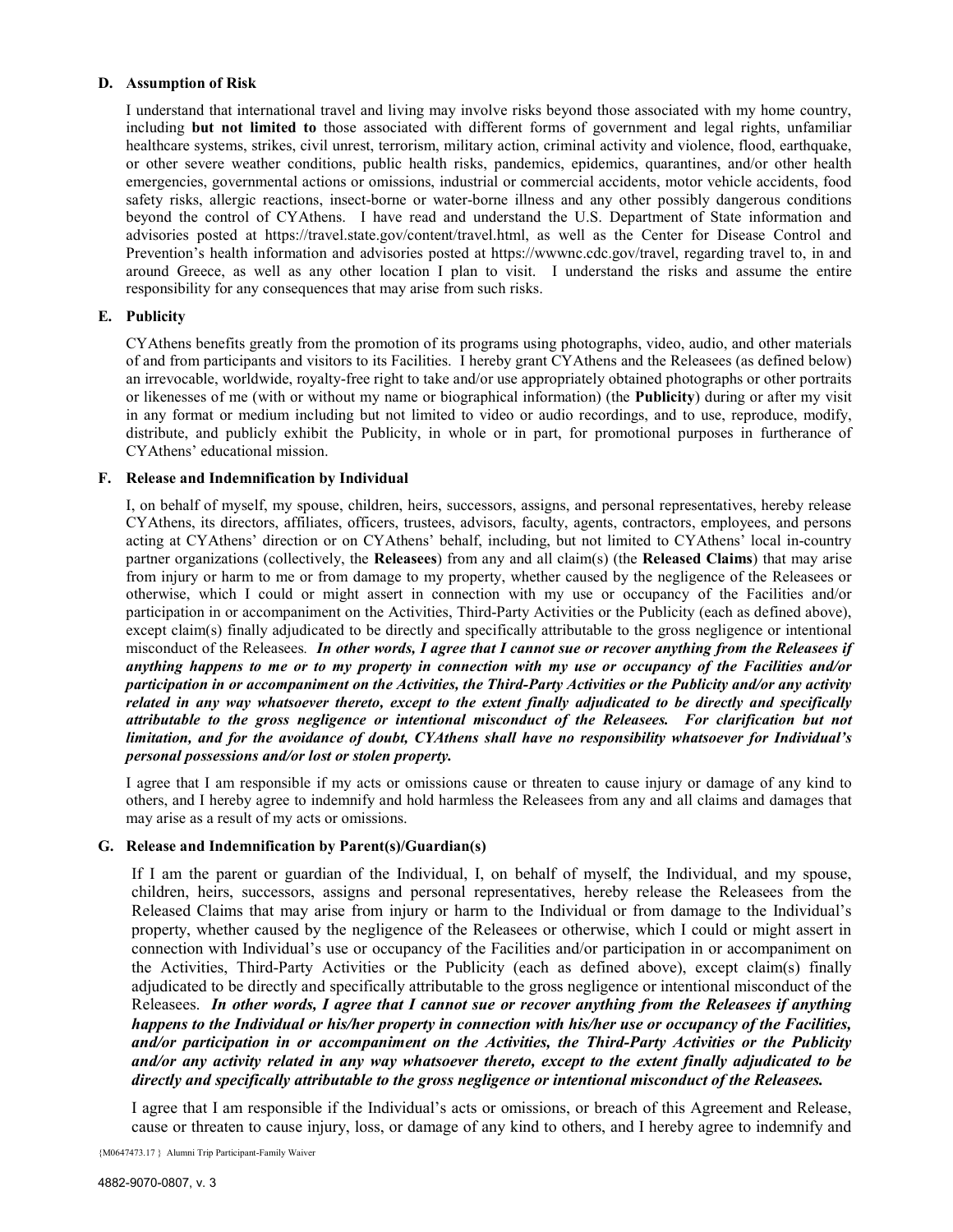### D. Assumption of Risk

I understand that international travel and living may involve risks beyond those associated with my home country, including **but not limited to** those associated with different forms of government and legal rights, unfamiliar healthcare systems, strikes, civil unrest, terrorism, military action, criminal activity and violence, flood, earthquake, or other severe weather conditions, public health risks, pandemics, epidemics, quarantines, and/or other health emergencies, governmental actions or omissions, industrial or commercial accidents, motor vehicle accidents, food safety risks, allergic reactions, insect-borne or water-borne illness and any other possibly dangerous conditions beyond the control of CYAthens. I have read and understand the U.S. Department of State information and advisories posted at https://travel.state.gov/content/travel.html, as well as the Center for Disease Control and Prevention's health information and advisories posted at https://wwwnc.cdc.gov/travel, regarding travel to, in and around Greece, as well as any other location I plan to visit. I understand the risks and assume the entire responsibility for any consequences that may arise from such risks.

### E. Publicity

CYAthens benefits greatly from the promotion of its programs using photographs, video, audio, and other materials of and from participants and visitors to its Facilities. I hereby grant CYAthens and the Releasees (as defined below) an irrevocable, worldwide, royalty-free right to take and/or use appropriately obtained photographs or other portraits or likenesses of me (with or without my name or biographical information) (the **Publicity**) during or after my visit in any format or medium including but not limited to video or audio recordings, and to use, reproduce, modify, distribute, and publicly exhibit the Publicity, in whole or in part, for promotional purposes in furtherance of CYAthens' educational mission.

### F. Release and Indemnification by Individual

I, on behalf of myself, my spouse, children, heirs, successors, assigns, and personal representatives, hereby release CYAthens, its directors, affiliates, officers, trustees, advisors, faculty, agents, contractors, employees, and persons acting at CYAthens' direction or on CYAthens' behalf, including, but not limited to CYAthens' local in-country partner organizations (collectively, the **Releasees**) from any and all claim(s) (the **Released Claims**) that may arise from injury or harm to me or from damage to my property, whether caused by the negligence of the Releasees or otherwise, which I could or might assert in connection with my use or occupancy of the Facilities and/or participation in or accompaniment on the Activities, Third-Party Activities or the Publicity (each as defined above), except claim(s) finally adjudicated to be directly and specifically attributable to the gross negligence or intentional misconduct of the Releasees. ***In other words, I agree that I cannot sue or recover anything from the Releasees if anything happens to me or to my property in connection with my use or occupancy of the Facilities and/or participation in or accompaniment on the Activities, the Third-Party Activities or the Publicity and/or any activity related in any way whatsoever thereto, except to the extent finally adjudicated to be directly and specifically attributable to the gross negligence or intentional misconduct of the Releasees. For clarification but not limitation, and for the avoidance of doubt, CYAthens shall have no responsibility whatsoever for Individual's personal possessions and/or lost or stolen property.***

I agree that I am responsible if my acts or omissions cause or threaten to cause injury or damage of any kind to others, and I hereby agree to indemnify and hold harmless the Releasees from any and all claims and damages that may arise as a result of my acts or omissions.

### G. Release and Indemnification by Parent(s)/Guardian(s)

If I am the parent or guardian of the Individual, I, on behalf of myself, the Individual, and my spouse, children, heirs, successors, assigns and personal representatives, hereby release the Releasees from the Released Claims that may arise from injury or harm to the Individual or from damage to the Individual's property, whether caused by the negligence of the Releasees or otherwise, which I could or might assert in connection with Individual's use or occupancy of the Facilities and/or participation in or accompaniment on the Activities, Third-Party Activities or the Publicity (each as defined above), except claim(s) finally adjudicated to be directly and specifically attributable to the gross negligence or intentional misconduct of the Releasees. ***In other words, I agree that I cannot sue or recover anything from the Releasees if anything happens to the Individual or his/her property in connection with his/her use or occupancy of the Facilities, and/or participation in or accompaniment on the Activities, the Third-Party Activities or the Publicity and/or any activity related in any way whatsoever thereto, except to the extent finally adjudicated to be directly and specifically attributable to the gross negligence or intentional misconduct of the Releasees.***

I agree that I am responsible if the Individual's acts or omissions, or breach of this Agreement and Release, cause or threaten to cause injury, loss, or damage of any kind to others, and I hereby agree to indemnify and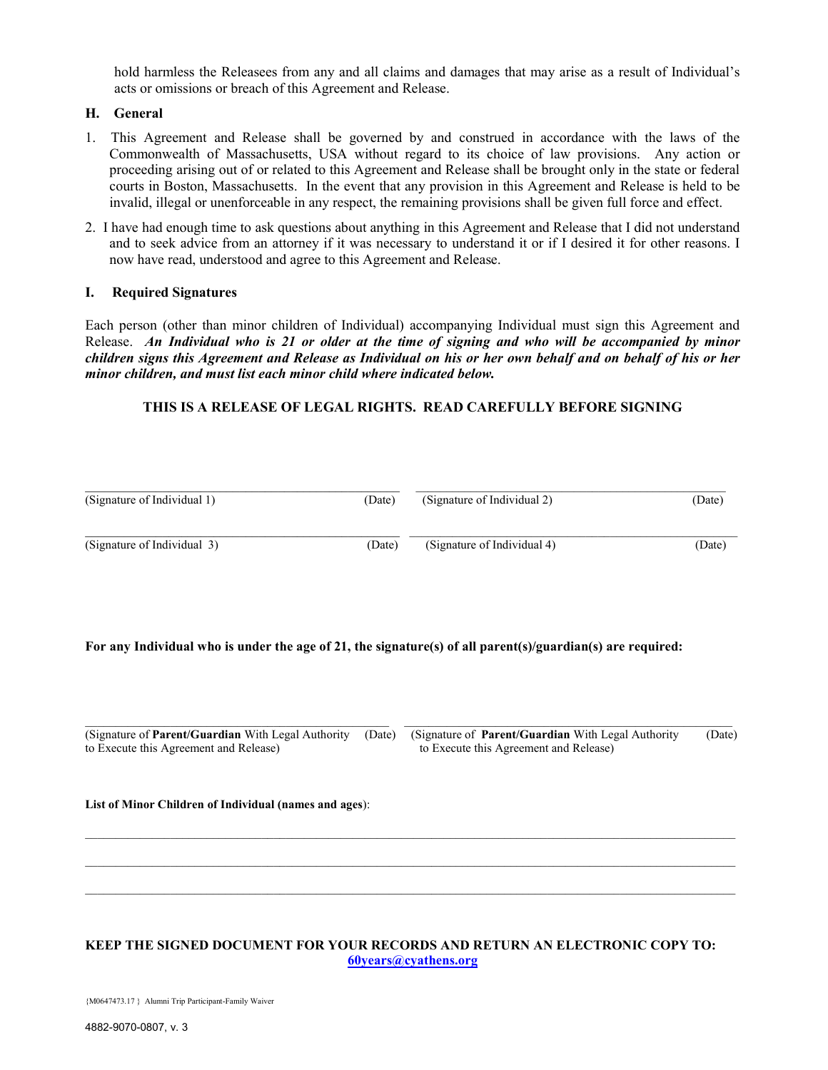hold harmless the Releasees from any and all claims and damages that may arise as a result of Individual's acts or omissions or breach of this Agreement and Release.

## H. General

1. This Agreement and Release shall be governed by and construed in accordance with the laws of the Commonwealth of Massachusetts, USA without regard to its choice of law provisions. Any action or proceeding arising out of or related to this Agreement and Release shall be brought only in the state or federal courts in Boston, Massachusetts. In the event that any provision in this Agreement and Release is held to be invalid, illegal or unenforceable in any respect, the remaining provisions shall be given full force and effect.
2. I have had enough time to ask questions about anything in this Agreement and Release that I did not understand and to seek advice from an attorney if it was necessary to understand it or if I desired it for other reasons. I now have read, understood and agree to this Agreement and Release.

## I. Required Signatures

Each person (other than minor children of Individual) accompanying Individual must sign this Agreement and Release. ***An Individual who is 21 or older at the time of signing and who will be accompanied by minor children signs this Agreement and Release as Individual on his or her own behalf and on behalf of his or her minor children, and must list each minor child where indicated below.***

**THIS IS A RELEASE OF LEGAL RIGHTS. READ CAREFULLY BEFORE SIGNING**

________________________________________
(Signature of Individual 1) (Date)

________________________________________
(Signature of Individual 2) (Date)

________________________________________
(Signature of Individual 3) (Date)

________________________________________
(Signature of Individual 4) (Date)

**For any Individual who is under the age of 21, the signature(s) of all parent(s)/guardian(s) are required:**

________________________________________
(Signature of **Parent/Guardian** With Legal Authority to Execute this Agreement and Release) (Date)

________________________________________
(Signature of **Parent/Guardian** With Legal Authority to Execute this Agreement and Release) (Date)

**List of Minor Children of Individual (names and ages)**:

________________________________________

________________________________________

________________________________________

**KEEP THE SIGNED DOCUMENT FOR YOUR RECORDS AND RETURN AN ELECTRONIC COPY TO: [60years@cyathens.org](mailto:60years@cyathens.org)**

{M0647473.17 } Alumni Trip Participant-Family Waiver

4882-9070-0807, v. 3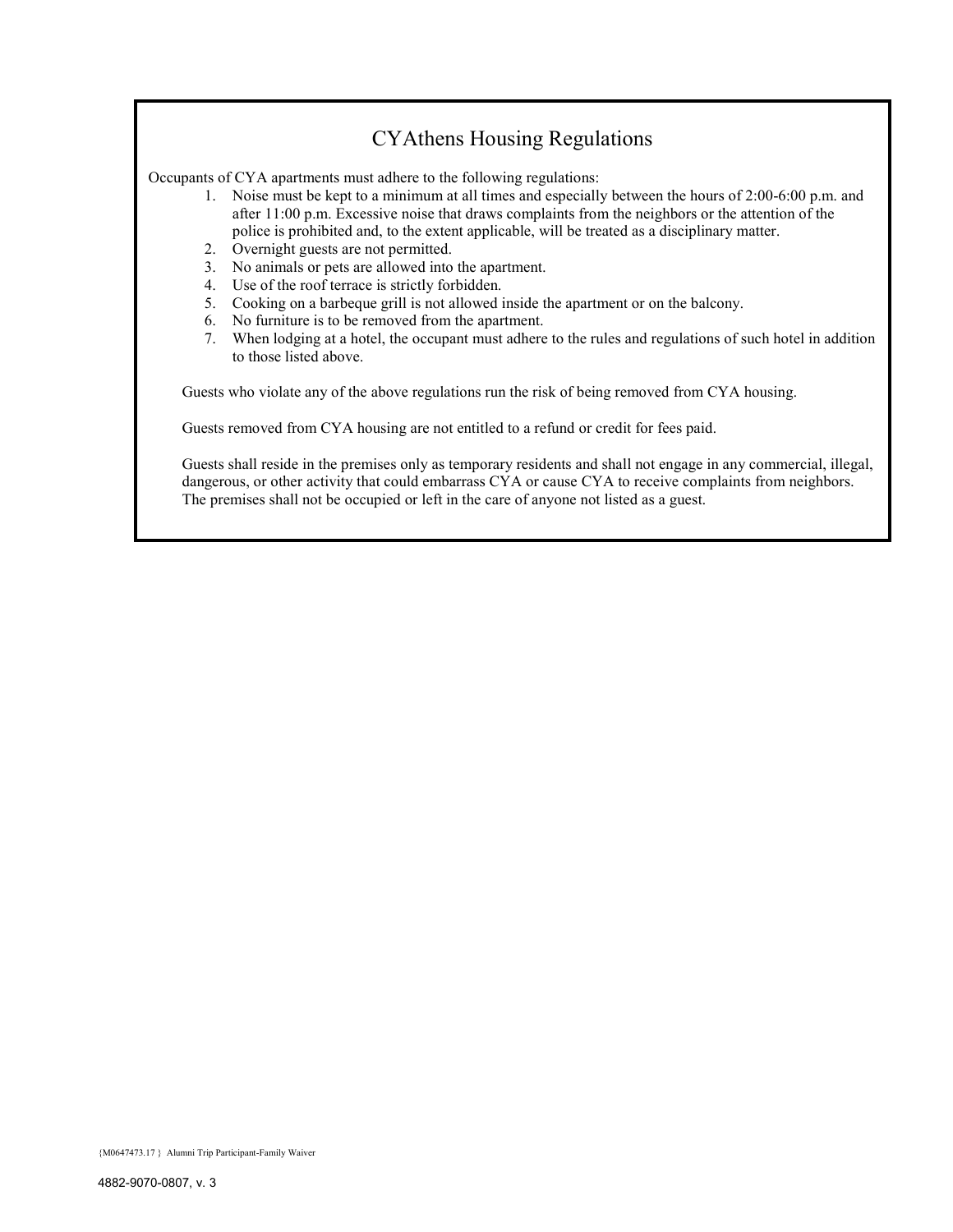## CYAthens Housing Regulations

Occupants of CYA apartments must adhere to the following regulations:

1. Noise must be kept to a minimum at all times and especially between the hours of 2:00-6:00 p.m. and after 11:00 p.m. Excessive noise that draws complaints from the neighbors or the attention of the police is prohibited and, to the extent applicable, will be treated as a disciplinary matter.
2. Overnight guests are not permitted.
3. No animals or pets are allowed into the apartment.
4. Use of the roof terrace is strictly forbidden.
5. Cooking on a barbeque grill is not allowed inside the apartment or on the balcony.
6. No furniture is to be removed from the apartment.
7. When lodging at a hotel, the occupant must adhere to the rules and regulations of such hotel in addition to those listed above.

Guests who violate any of the above regulations run the risk of being removed from CYA housing.

Guests removed from CYA housing are not entitled to a refund or credit for fees paid.

Guests shall reside in the premises only as temporary residents and shall not engage in any commercial, illegal, dangerous, or other activity that could embarrass CYA or cause CYA to receive complaints from neighbors. The premises shall not be occupied or left in the care of anyone not listed as a guest.